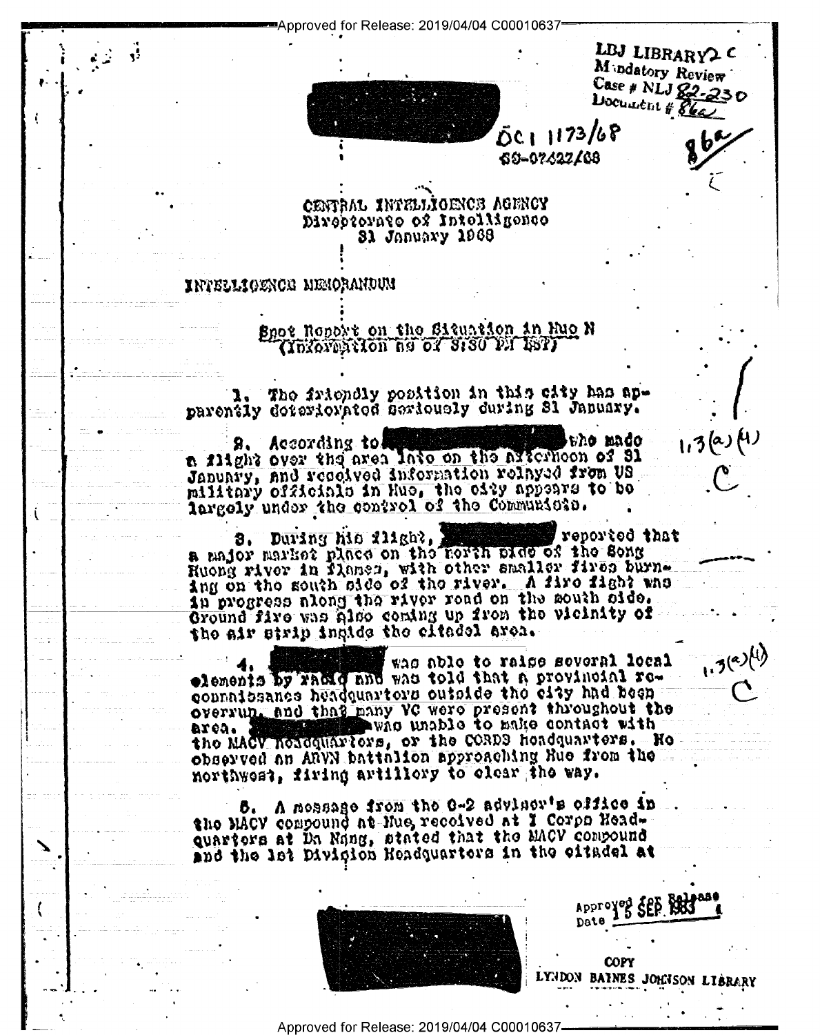Approved for Release: 2019/04/04 C00010637

LBJ LIBRARY 2 C
Mandatory Review
Case # NLJ 82-230
Document # 86a

OCI 1173/68
SC-07622/68

86a

CENTRAL INTELLIGENCE AGENCY
Directorate of Intelligence
31 January 1968

INTELLIGENCE MEMORANDUM

Spot Report on the Situation in Hue N
(Information as of 3:30 PM EST)

1. The friendly position in this city has apparently deteriorated seriously during 31 January.

2. According to [redacted] who made a flight over the area late on the afternoon of 31 January, and received information relayed from US military officials in Hue, the city appears to be largely under the control of the Communists.

1.3(a)(4)
C

3. During his flight, [redacted] reported that a major market place on the north side of the Song Huong river in flames, with other smaller fires burning on the south side of the river. A fire fight was in progress along the river road on the south side. Ground fire was also coming up from the vicinity of the air strip inside the citadel area.

4. [redacted] was able to raise several local elements by radio and was told that a provincial reconnaissance headquarters outside the city had been overrun, and that many VC were present throughout the area. [redacted] was unable to make contact with the MACV headquarters, or the CORDS headquarters. He observed an ARVN battalion approaching Hue from the northwest, firing artillery to clear the way.

1.3(a)(4)
C

5. A message from the G-2 advisor's office in the MACV compound at Hue, received at I Corps Headquarters at Da Nang, stated that the MACV compound and the 1st Division Headquarters in the citadel at

Approved for Release
Date 15 SEP 1983

COPY
LYNDON BAINES JOHNSON LIBRARY

Approved for Release: 2019/04/04 C00010637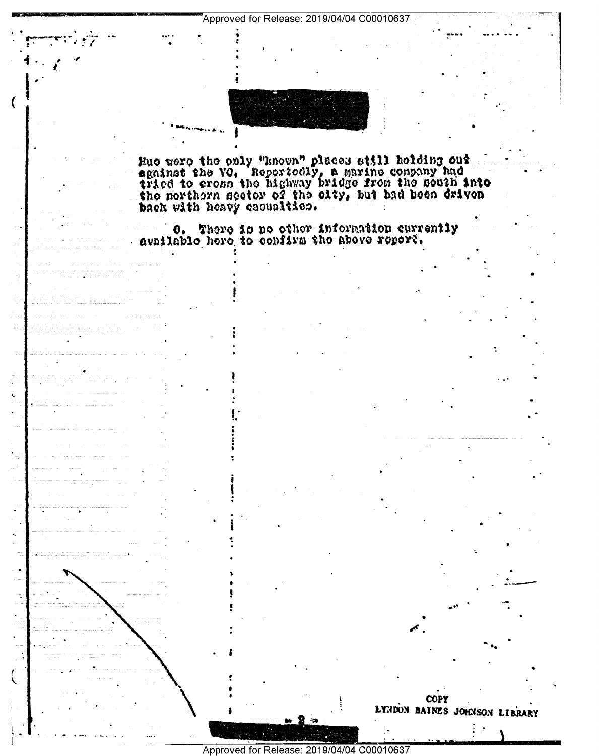Hue were the only "known" places still holding out against the VC. Reportedly, a marine company had tried to cross the highway bridge from the south into the northern sector of the city, but had been driven back with heavy casualties.

6. There is no other information currently available here to confirm the above report.

COPY
LYNDON BAINES JOHNSON LIBRARY